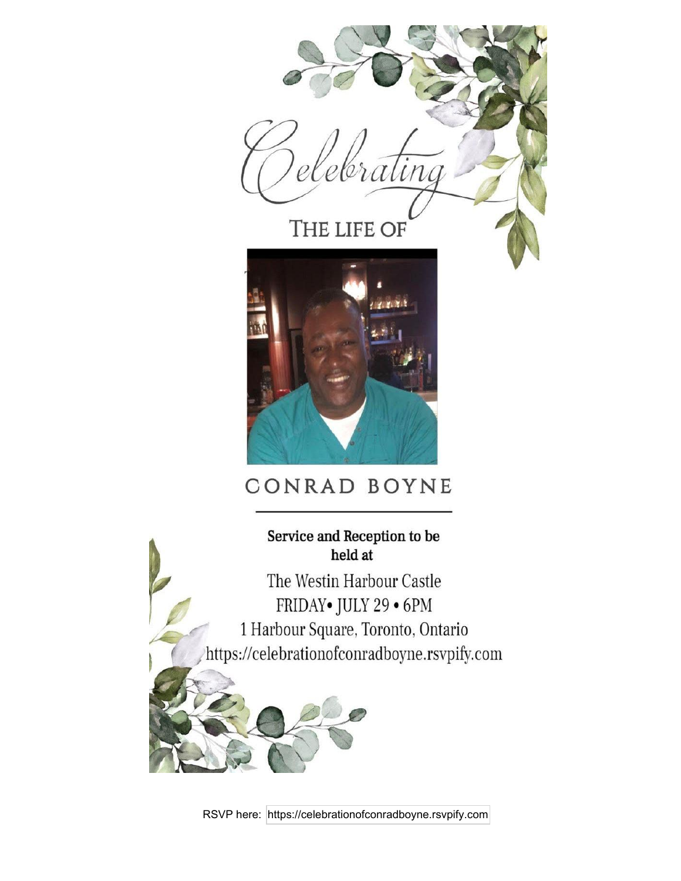# Celebrating

## THE LIFE OF

## CONRAD BOYNE

---

**Service and Reception to be held at**

The Westin Harbour Castle
FRIDAY• JULY 29 • 6PM
1 Harbour Square, Toronto, Ontario
https://celebrationofconradboyne.rsvpify.com

RSVP here: https://celebrationofconradboyne.rsvpify.com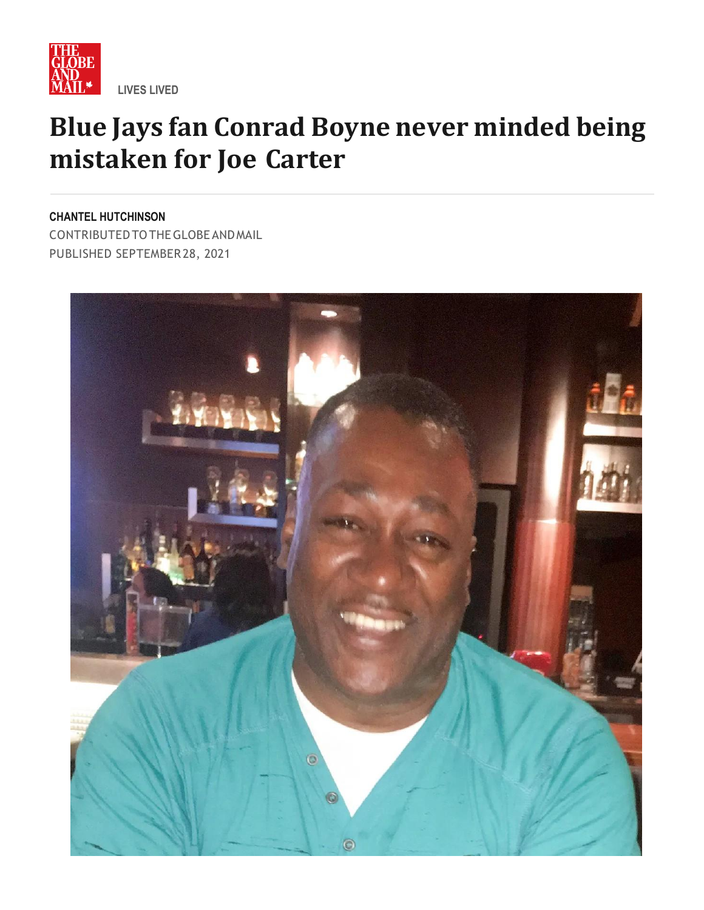LIVES LIVED

# Blue Jays fan Conrad Boyne never minded being mistaken for Joe Carter

**CHANTEL HUTCHINSON**

CONTRIBUTED TO THE GLOBE AND MAIL

PUBLISHED SEPTEMBER 28, 2021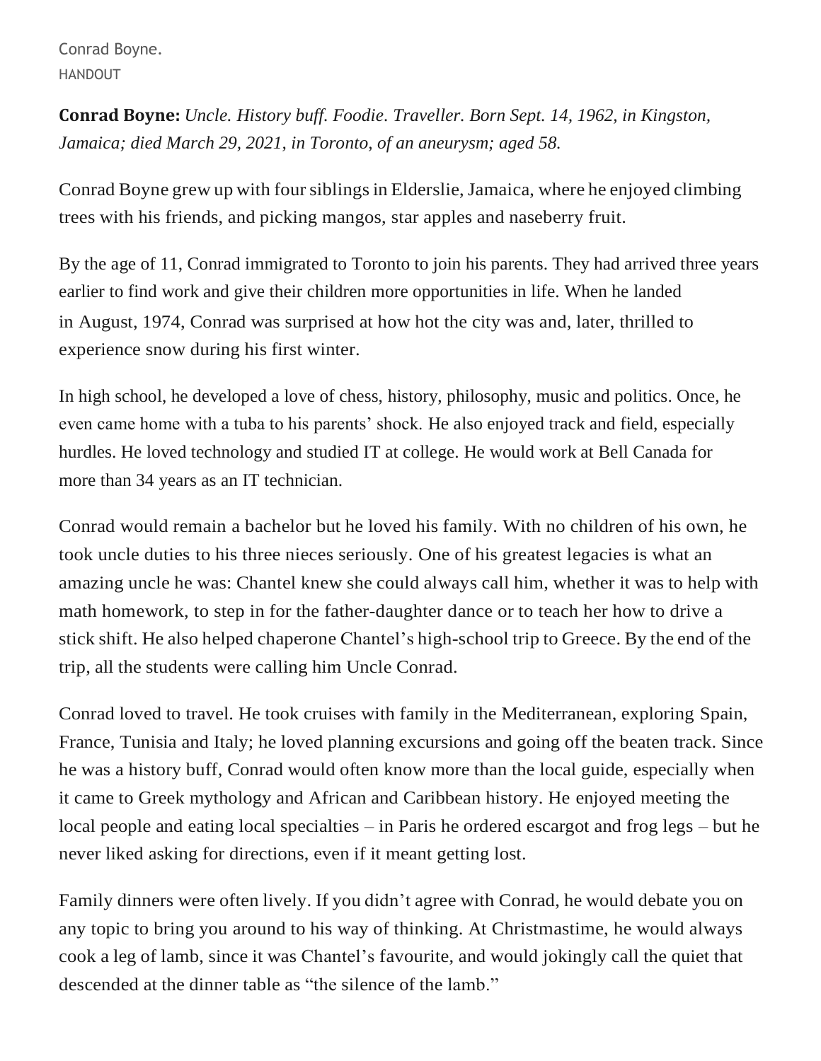Conrad Boyne.
HANDOUT

**Conrad Boyne:** *Uncle. History buff. Foodie. Traveller. Born Sept. 14, 1962, in Kingston, Jamaica; died March 29, 2021, in Toronto, of an aneurysm; aged 58.*

Conrad Boyne grew up with four siblings in Elderslie, Jamaica, where he enjoyed climbing trees with his friends, and picking mangos, star apples and naseberry fruit.

By the age of 11, Conrad immigrated to Toronto to join his parents. They had arrived three years earlier to find work and give their children more opportunities in life. When he landed in August, 1974, Conrad was surprised at how hot the city was and, later, thrilled to experience snow during his first winter.

In high school, he developed a love of chess, history, philosophy, music and politics. Once, he even came home with a tuba to his parents' shock. He also enjoyed track and field, especially hurdles. He loved technology and studied IT at college. He would work at Bell Canada for more than 34 years as an IT technician.

Conrad would remain a bachelor but he loved his family. With no children of his own, he took uncle duties to his three nieces seriously. One of his greatest legacies is what an amazing uncle he was: Chantel knew she could always call him, whether it was to help with math homework, to step in for the father-daughter dance or to teach her how to drive a stick shift. He also helped chaperone Chantel's high-school trip to Greece. By the end of the trip, all the students were calling him Uncle Conrad.

Conrad loved to travel. He took cruises with family in the Mediterranean, exploring Spain, France, Tunisia and Italy; he loved planning excursions and going off the beaten track. Since he was a history buff, Conrad would often know more than the local guide, especially when it came to Greek mythology and African and Caribbean history. He enjoyed meeting the local people and eating local specialties – in Paris he ordered escargot and frog legs – but he never liked asking for directions, even if it meant getting lost.

Family dinners were often lively. If you didn't agree with Conrad, he would debate you on any topic to bring you around to his way of thinking. At Christmastime, he would always cook a leg of lamb, since it was Chantel's favourite, and would jokingly call the quiet that descended at the dinner table as "the silence of the lamb."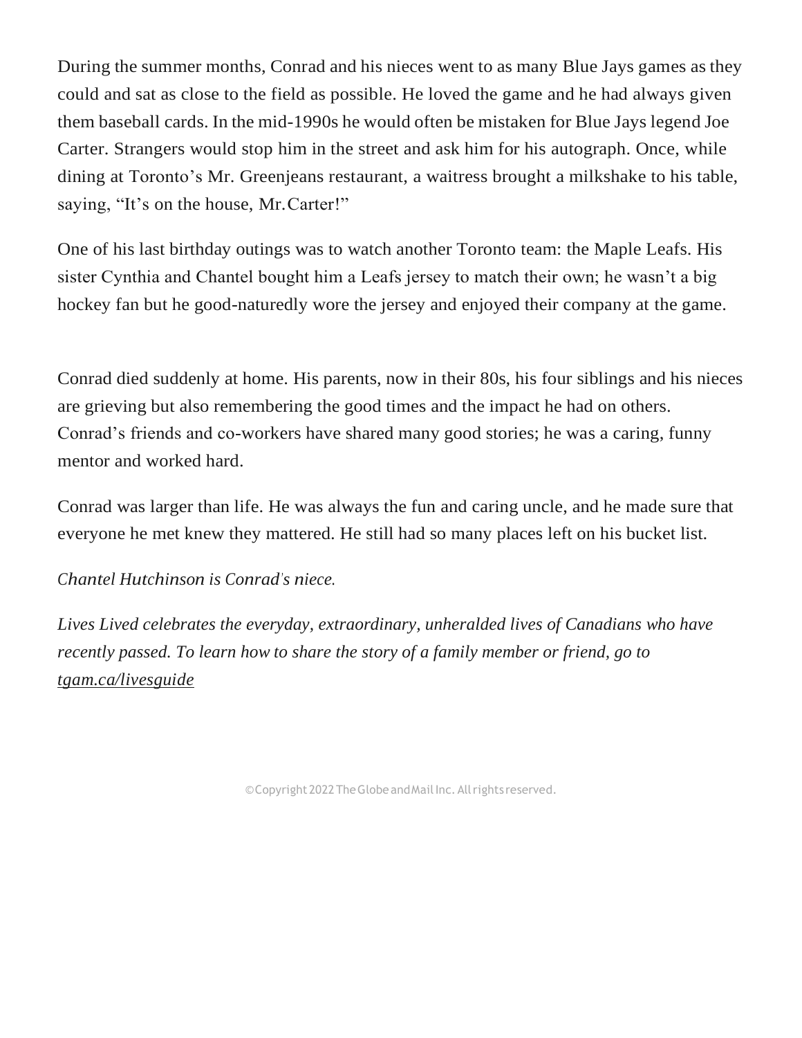During the summer months, Conrad and his nieces went to as many Blue Jays games as they could and sat as close to the field as possible. He loved the game and he had always given them baseball cards. In the mid-1990s he would often be mistaken for Blue Jays legend Joe Carter. Strangers would stop him in the street and ask him for his autograph. Once, while dining at Toronto's Mr. Greenjeans restaurant, a waitress brought a milkshake to his table, saying, "It's on the house, Mr. Carter!"

One of his last birthday outings was to watch another Toronto team: the Maple Leafs. His sister Cynthia and Chantel bought him a Leafs jersey to match their own; he wasn't a big hockey fan but he good-naturedly wore the jersey and enjoyed their company at the game.

Conrad died suddenly at home. His parents, now in their 80s, his four siblings and his nieces are grieving but also remembering the good times and the impact he had on others. Conrad's friends and co-workers have shared many good stories; he was a caring, funny mentor and worked hard.

Conrad was larger than life. He was always the fun and caring uncle, and he made sure that everyone he met knew they mattered. He still had so many places left on his bucket list.

*Chantel Hutchinson is Conrad's niece.*

*Lives Lived celebrates the everyday, extraordinary, unheralded lives of Canadians who have recently passed. To learn how to share the story of a family member or friend, go to [tgam.ca/livesguide](tgam.ca/livesguide)*

©Copyright 2022 The Globe and Mail Inc. All rights reserved.